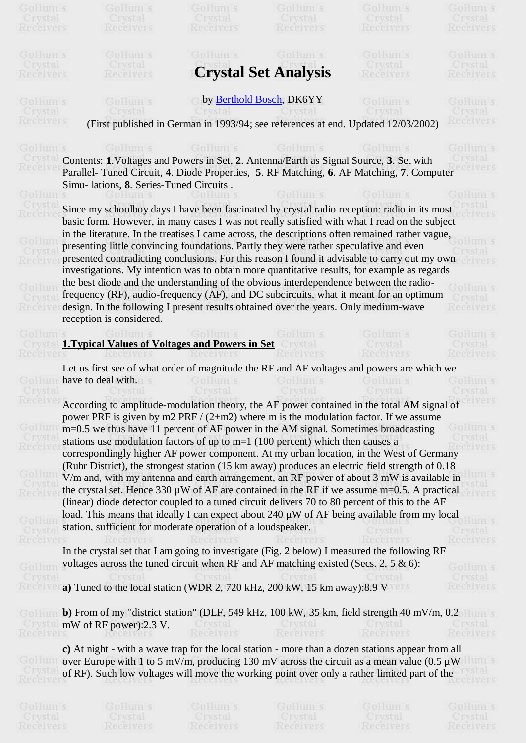# Crystal Set Analysis

by Berthold Bosch, DK6YY

(First published in German in 1993/94; see references at end. Updated 12/03/2002)

Contents: **1**.Voltages and Powers in Set, **2**. Antenna/Earth as Signal Source, **3**. Set with Parallel- Tuned Circuit, **4**. Diode Properties, **5**. RF Matching, **6**. AF Matching, **7**. Computer Simu- lations, **8**. Series-Tuned Circuits .

Since my schoolboy days I have been fascinated by crystal radio reception: radio in its most basic form. However, in many cases I was not really satisfied with what I read on the subject in the literature. In the treatises I came across, the descriptions often remained rather vague, presenting little convincing foundations. Partly they were rather speculative and even presented contradicting conclusions. For this reason I found it advisable to carry out my own investigations. My intention was to obtain more quantitative results, for example as regards the best diode and the understanding of the obvious interdependence between the radio-frequency (RF), audio-frequency (AF), and DC subcircuits, what it meant for an optimum design. In the following I present results obtained over the years. Only medium-wave reception is considered.

## 1.Typical Values of Voltages and Powers in Set

Let us first see of what order of magnitude the RF and AF voltages and powers are which we have to deal with.

According to amplitude-modulation theory, the AF power contained in the total AM signal of power PRF is given by $m^2 P_{RF} / (2+m^2)$ where m is the modulation factor. If we assume m=0.5 we thus have 11 percent of AF power in the AM signal. Sometimes broadcasting stations use modulation factors of up to m=1 (100 percent) which then causes a correspondingly higher AF power component. At my urban location, in the West of Germany (Ruhr District), the strongest station (15 km away) produces an electric field strength of 0.18 V/m and, with my antenna and earth arrangement, an RF power of about 3 mW is available in the crystal set. Hence 330 µW of AF are contained in the RF if we assume m=0.5. A practical (linear) diode detector coupled to a tuned circuit delivers 70 to 80 percent of this to the AF load. This means that ideally I can expect about 240 µW of AF being available from my local station, sufficient for moderate operation of a loudspeaker.

In the crystal set that I am going to investigate (Fig. 2 below) I measured the following RF voltages across the tuned circuit when RF and AF matching existed (Secs. 2, 5 & 6):

**a)** Tuned to the local station (WDR 2, 720 kHz, 200 kW, 15 km away):8.9 V

**b)** From of my "district station" (DLF, 549 kHz, 100 kW, 35 km, field strength 40 mV/m, 0.2 mW of RF power):2.3 V.

**c)** At night - with a wave trap for the local station - more than a dozen stations appear from all over Europe with 1 to 5 mV/m, producing 130 mV across the circuit as a mean value (0.5 µW of RF). Such low voltages will move the working point over only a rather limited part of the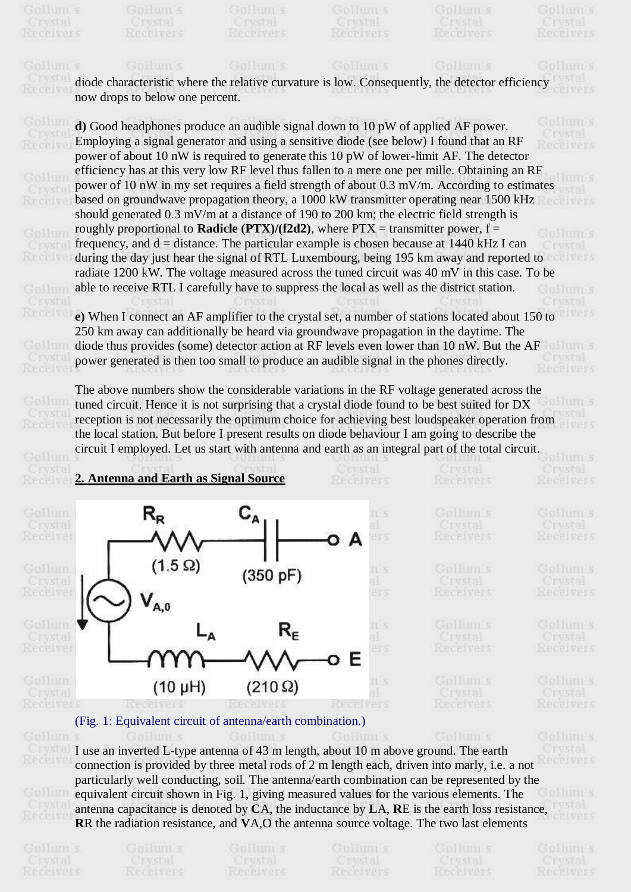diode characteristic where the relative curvature is low. Consequently, the detector efficiency now drops to below one percent.

**d)** Good headphones produce an audible signal down to 10 pW of applied AF power. Employing a signal generator and using a sensitive diode (see below) I found that an RF power of about 10 nW is required to generate this 10 pW of lower-limit AF. The detector efficiency has at this very low RF level thus fallen to a mere one per mille. Obtaining an RF power of 10 nW in my set requires a field strength of about 0.3 mV/m. According to estimates based on groundwave propagation theory, a 1000 kW transmitter operating near 1500 kHz should generated 0.3 mV/m at a distance of 190 to 200 km; the electric field strength is roughly proportional to **Radicle (PTX)/(f2d2)**, where PTX = transmitter power, f = frequency, and d = distance. The particular example is chosen because at 1440 kHz I can during the day just hear the signal of RTL Luxembourg, being 195 km away and reported to radiate 1200 kW. The voltage measured across the tuned circuit was 40 mV in this case. To be able to receive RTL I carefully have to suppress the local as well as the district station.

**e)** When I connect an AF amplifier to the crystal set, a number of stations located about 150 to 250 km away can additionally be heard via groundwave propagation in the daytime. The diode thus provides (some) detector action at RF levels even lower than 10 nW. But the AF power generated is then too small to produce an audible signal in the phones directly.

The above numbers show the considerable variations in the RF voltage generated across the tuned circuit. Hence it is not surprising that a crystal diode found to be best suited for DX reception is not necessarily the optimum choice for achieving best loudspeaker operation from the local station. But before I present results on diode behaviour I am going to describe the circuit I employed. Let us start with antenna and earth as an integral part of the total circuit.

## 2. Antenna and Earth as Signal Source

$R_R$ (1.5 Ω)
$C_A$ (350 pF)
A
$V_{A,0}$
$L_A$ (10 µH)
$R_E$ (210 Ω)
E

(Fig. 1: Equivalent circuit of antenna/earth combination.)

I use an inverted L-type antenna of 43 m length, about 10 m above ground. The earth connection is provided by three metal rods of 2 m length each, driven into marly, i.e. a not particularly well conducting, soil. The antenna/earth combination can be represented by the equivalent circuit shown in Fig. 1, giving measured values for the various elements. The antenna capacitance is denoted by **C**A, the inductance by **L**A, **R**E is the earth loss resistance, **R**R the radiation resistance, and **V**A,O the antenna source voltage. The two last elements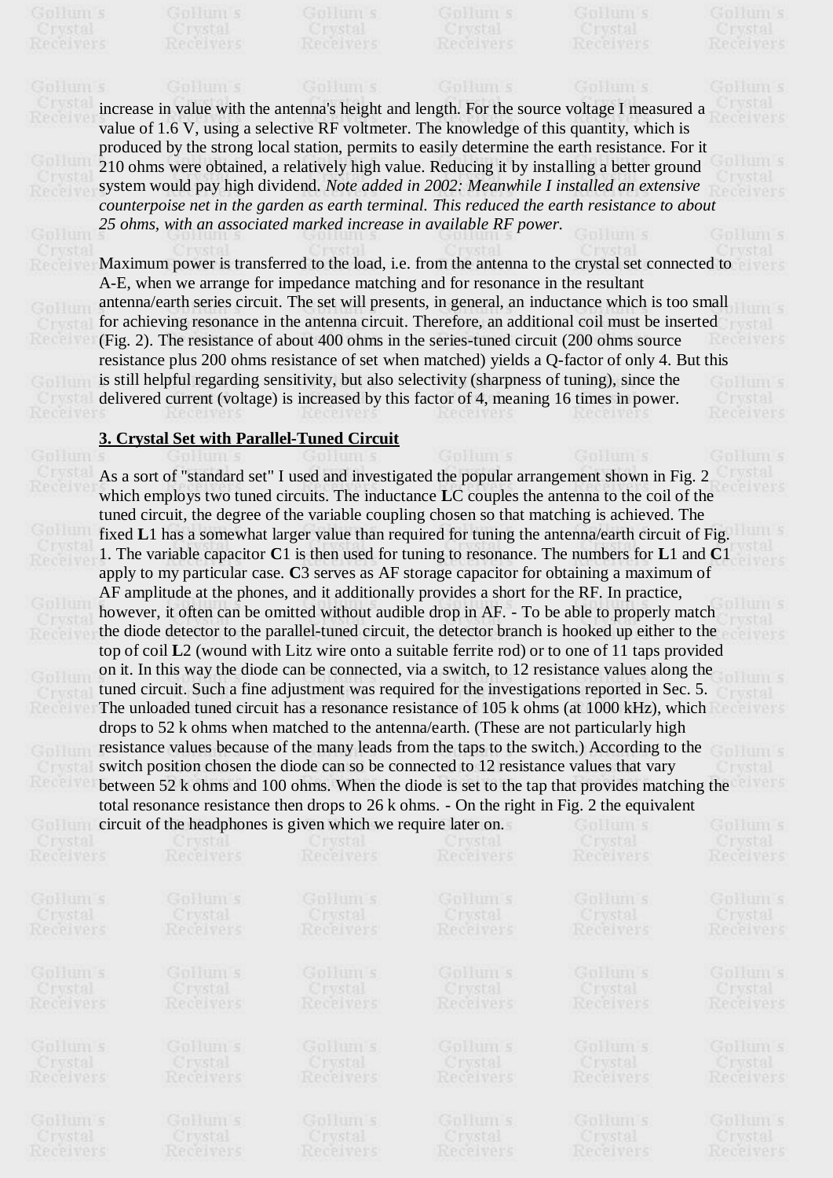increase in value with the antenna's height and length. For the source voltage I measured a value of 1.6 V, using a selective RF voltmeter. The knowledge of this quantity, which is produced by the strong local station, permits to easily determine the earth resistance. For it 210 ohms were obtained, a relatively high value. Reducing it by installing a better ground system would pay high dividend. *Note added in 2002: Meanwhile I installed an extensive counterpoise net in the garden as earth terminal. This reduced the earth resistance to about 25 ohms, with an associated marked increase in available RF power.*

Maximum power is transferred to the load, i.e. from the antenna to the crystal set connected to A-E, when we arrange for impedance matching and for resonance in the resultant antenna/earth series circuit. The set will presents, in general, an inductance which is too small for achieving resonance in the antenna circuit. Therefore, an additional coil must be inserted (Fig. 2). The resistance of about 400 ohms in the series-tuned circuit (200 ohms source resistance plus 200 ohms resistance of set when matched) yields a Q-factor of only 4. But this is still helpful regarding sensitivity, but also selectivity (sharpness of tuning), since the delivered current (voltage) is increased by this factor of 4, meaning 16 times in power.

## 3. Crystal Set with Parallel-Tuned Circuit

As a sort of "standard set" I used and investigated the popular arrangement shown in Fig. 2 which employs two tuned circuits. The inductance **L**C couples the antenna to the coil of the tuned circuit, the degree of the variable coupling chosen so that matching is achieved. The fixed **L**1 has a somewhat larger value than required for tuning the antenna/earth circuit of Fig. 1. The variable capacitor **C**1 is then used for tuning to resonance. The numbers for **L**1 and **C**1 apply to my particular case. **C**3 serves as AF storage capacitor for obtaining a maximum of AF amplitude at the phones, and it additionally provides a short for the RF. In practice, however, it often can be omitted without audible drop in AF. - To be able to properly match the diode detector to the parallel-tuned circuit, the detector branch is hooked up either to the top of coil **L**2 (wound with Litz wire onto a suitable ferrite rod) or to one of 11 taps provided on it. In this way the diode can be connected, via a switch, to 12 resistance values along the tuned circuit. Such a fine adjustment was required for the investigations reported in Sec. 5. The unloaded tuned circuit has a resonance resistance of 105 k ohms (at 1000 kHz), which drops to 52 k ohms when matched to the antenna/earth. (These are not particularly high resistance values because of the many leads from the taps to the switch.) According to the switch position chosen the diode can so be connected to 12 resistance values that vary between 52 k ohms and 100 ohms. When the diode is set to the tap that provides matching the total resonance resistance then drops to 26 k ohms. - On the right in Fig. 2 the equivalent circuit of the headphones is given which we require later on.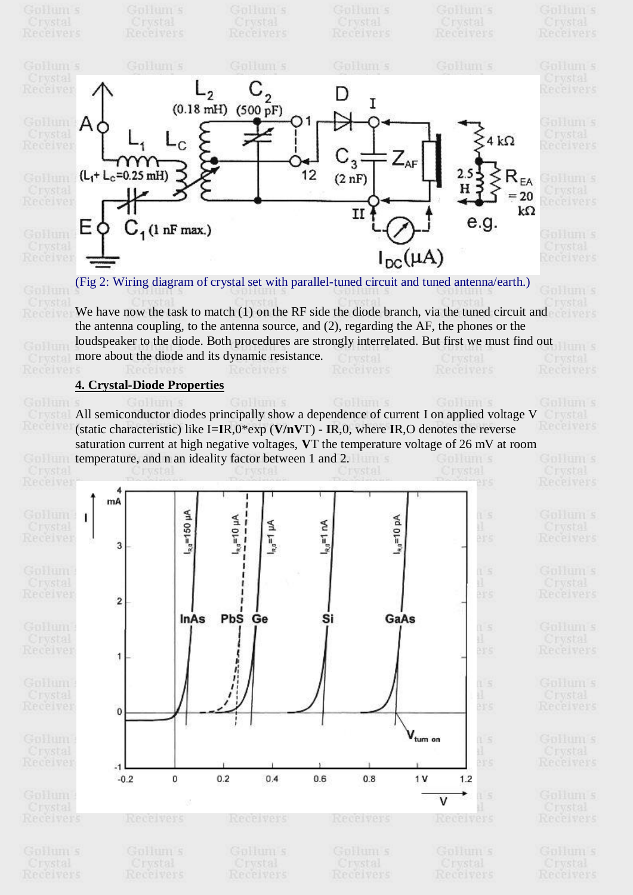A
E
$L_1$
$L_C$
$(L_1 + L_C = 0.25$ mH)
$L_2$
(0.18 mH)
$C_2$
(500 pF)
$C_1$ (1 nF max.)
D
1
12
I
II
$C_3$
(2 nF)
$Z_{AF}$
4 kΩ
2.5 H
$R_{EA}$ = 20 kΩ
e.g.
$I_{DC}$(μA)

(Fig 2: Wiring diagram of crystal set with parallel-tuned circuit and tuned antenna/earth.)

We have now the task to match (1) on the RF side the diode branch, via the tuned circuit and the antenna coupling, to the antenna source, and (2), regarding the AF, the phones or the loudspeaker to the diode. Both procedures are strongly interrelated. But first we must find out more about the diode and its dynamic resistance.

## 4. Crystal-Diode Properties

All semiconductor diodes principally show a dependence of current I on applied voltage V (static characteristic) like $I = I_{R,0} \cdot \exp(V/nV_T) - I_{R,0}$, where $I_{R,O}$ denotes the reverse saturation current at high negative voltages, $V_T$ the temperature voltage of 26 mV at room temperature, and n an ideality factor between 1 and 2.

I
mA
4
3
2
1
0
-1
-0.2
0
0.2
0.4
0.6
0.8
1 V
1.2
V
$I_{R,0}$=150 μA
$I_{R,0}$=10 μA
$I_{R,0}$=1 μA
$I_{R,0}$=1 nA
$I_{R,0}$=10 pA
InAs
PbS
Ge
Si
GaAs
$V_{turn\ on}$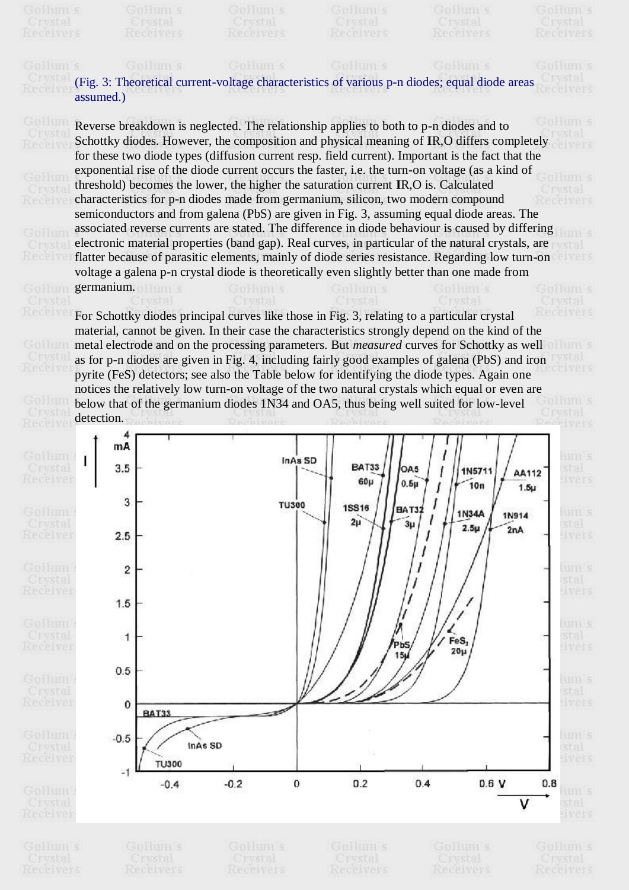(Fig. 3: Theoretical current-voltage characteristics of various p-n diodes; equal diode areas assumed.)

Reverse breakdown is neglected. The relationship applies to both to p-n diodes and to Schottky diodes. However, the composition and physical meaning of $I_{R,O}$ differs completely for these two diode types (diffusion current resp. field current). Important is the fact that the exponential rise of the diode current occurs the faster, i.e. the turn-on voltage (as a kind of threshold) becomes the lower, the higher the saturation current $I_{R,O}$ is. Calculated characteristics for p-n diodes made from germanium, silicon, two modern compound semiconductors and from galena (PbS) are given in Fig. 3, assuming equal diode areas. The associated reverse currents are stated. The difference in diode behaviour is caused by differing electronic material properties (band gap). Real curves, in particular of the natural crystals, are flatter because of parasitic elements, mainly of diode series resistance. Regarding low turn-on voltage a galena p-n crystal diode is theoretically even slightly better than one made from germanium.

For Schottky diodes principal curves like those in Fig. 3, relating to a particular crystal material, cannot be given. In their case the characteristics strongly depend on the kind of the metal electrode and on the processing parameters. But *measured* curves for Schottky as well as for p-n diodes are given in Fig. 4, including fairly good examples of galena (PbS) and iron pyrite (FeS) detectors; see also the Table below for identifying the diode types. Again one notices the relatively low turn-on voltage of the two natural crystals which equal or even are below that of the germanium diodes 1N34 and OA5, thus being well suited for low-level detection.

I
mA
4
3.5
3
2.5
2
1.5
1
0.5
0
-0.5
-1
-0.4
-0.2
0
0.2
0.4
0.6 V
0.8
V
InAs SD
TU300
BAT33 60µ
1SS16 2µ
OA5 0.5µ
BAT32 3µ
1N5711 10n
1N34A 2.5µ
AA112 1.5µ
1N914 2nA
PbS 15µ
FeS₂ 20µ
BAT33
InAs SD
TU300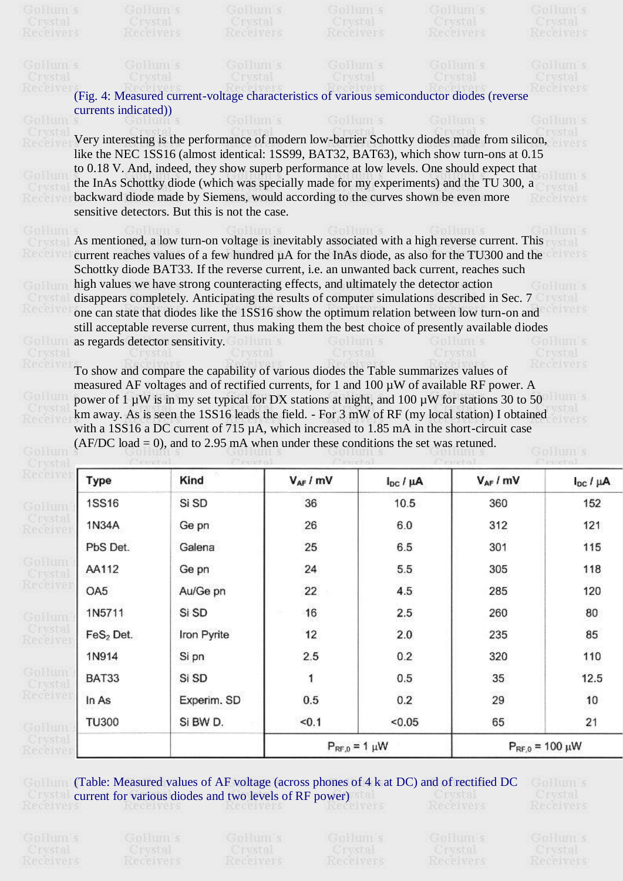(Fig. 4: Measured current-voltage characteristics of various semiconductor diodes (reverse currents indicated))

Very interesting is the performance of modern low-barrier Schottky diodes made from silicon, like the NEC 1SS16 (almost identical: 1SS99, BAT32, BAT63), which show turn-ons at 0.15 to 0.18 V. And, indeed, they show superb performance at low levels. One should expect that the InAs Schottky diode (which was specially made for my experiments) and the TU 300, a backward diode made by Siemens, would according to the curves shown be even more sensitive detectors. But this is not the case.

As mentioned, a low turn-on voltage is inevitably associated with a high reverse current. This current reaches values of a few hundred µA for the InAs diode, as also for the TU300 and the Schottky diode BAT33. If the reverse current, i.e. an unwanted back current, reaches such high values we have strong counteracting effects, and ultimately the detector action disappears completely. Anticipating the results of computer simulations described in Sec. 7 one can state that diodes like the 1SS16 show the optimum relation between low turn-on and still acceptable reverse current, thus making them the best choice of presently available diodes as regards detector sensitivity.

To show and compare the capability of various diodes the Table summarizes values of measured AF voltages and of rectified currents, for 1 and 100 µW of available RF power. A power of 1 µW is in my set typical for DX stations at night, and 100 µW for stations 30 to 50 km away. As is seen the 1SS16 leads the field. - For 3 mW of RF (my local station) I obtained with a 1SS16 a DC current of 715 µA, which increased to 1.85 mA in the short-circuit case (AF/DC load = 0), and to 2.95 mA when under these conditions the set was retuned.

| Type | Kind | $V_{AF}$ / mV | $I_{DC}$ / µA | $V_{AF}$ / mV | $I_{DC}$ / µA |
|---|---|---|---|---|---|
| 1SS16 | Si SD | 36 | 10.5 | 360 | 152 |
| 1N34A | Ge pn | 26 | 6.0 | 312 | 121 |
| PbS Det. | Galena | 25 | 6.5 | 301 | 115 |
| AA112 | Ge pn | 24 | 5.5 | 305 | 118 |
| OA5 | Au/Ge pn | 22 | 4.5 | 285 | 120 |
| 1N5711 | Si SD | 16 | 2.5 | 260 | 80 |
| $FeS_2$ Det. | Iron Pyrite | 12 | 2.0 | 235 | 85 |
| 1N914 | Si pn | 2.5 | 0.2 | 320 | 110 |
| BAT33 | Si SD | 1 | 0.5 | 35 | 12.5 |
| In As | Experim. SD | 0.5 | 0.2 | 29 | 10 |
| TU300 | Si BW D. | <0.1 | <0.05 | 65 | 21 |
| | | $P_{RF,0}$ = 1 µW | | $P_{RF,0}$ = 100 µW | |

(Table: Measured values of AF voltage (across phones of 4 k at DC) and of rectified DC current for various diodes and two levels of RF power)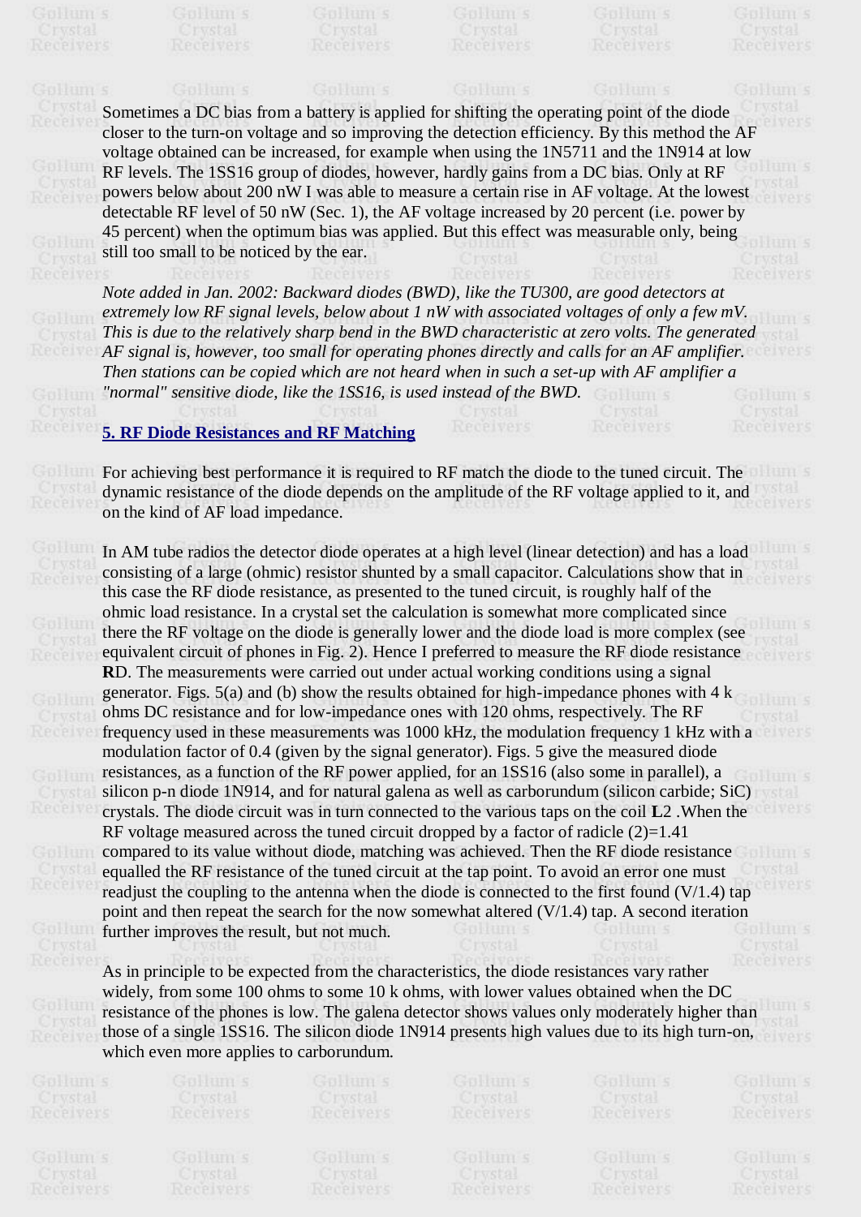Sometimes a DC bias from a battery is applied for shifting the operating point of the diode closer to the turn-on voltage and so improving the detection efficiency. By this method the AF voltage obtained can be increased, for example when using the 1N5711 and the 1N914 at low RF levels. The 1SS16 group of diodes, however, hardly gains from a DC bias. Only at RF powers below about 200 nW I was able to measure a certain rise in AF voltage. At the lowest detectable RF level of 50 nW (Sec. 1), the AF voltage increased by 20 percent (i.e. power by 45 percent) when the optimum bias was applied. But this effect was measurable only, being still too small to be noticed by the ear.

*Note added in Jan. 2002: Backward diodes (BWD), like the TU300, are good detectors at extremely low RF signal levels, below about 1 nW with associated voltages of only a few mV. This is due to the relatively sharp bend in the BWD characteristic at zero volts. The generated AF signal is, however, too small for operating phones directly and calls for an AF amplifier. Then stations can be copied which are not heard when in such a set-up with AF amplifier a "normal" sensitive diode, like the 1SS16, is used instead of the BWD.*

## 5. RF Diode Resistances and RF Matching

For achieving best performance it is required to RF match the diode to the tuned circuit. The dynamic resistance of the diode depends on the amplitude of the RF voltage applied to it, and on the kind of AF load impedance.

In AM tube radios the detector diode operates at a high level (linear detection) and has a load consisting of a large (ohmic) resistor shunted by a small capacitor. Calculations show that in this case the RF diode resistance, as presented to the tuned circuit, is roughly half of the ohmic load resistance. In a crystal set the calculation is somewhat more complicated since there the RF voltage on the diode is generally lower and the diode load is more complex (see equivalent circuit of phones in Fig. 2). Hence I preferred to measure the RF diode resistance **R**D. The measurements were carried out under actual working conditions using a signal generator. Figs. 5(a) and (b) show the results obtained for high-impedance phones with 4 k ohms DC resistance and for low-impedance ones with 120 ohms, respectively. The RF frequency used in these measurements was 1000 kHz, the modulation frequency 1 kHz with a modulation factor of 0.4 (given by the signal generator). Figs. 5 give the measured diode resistances, as a function of the RF power applied, for an 1SS16 (also some in parallel), a silicon p-n diode 1N914, and for natural galena as well as carborundum (silicon carbide; SiC) crystals. The diode circuit was in turn connected to the various taps on the coil **L**2 .When the RF voltage measured across the tuned circuit dropped by a factor of radicle (2)=1.41 compared to its value without diode, matching was achieved. Then the RF diode resistance equalled the RF resistance of the tuned circuit at the tap point. To avoid an error one must readjust the coupling to the antenna when the diode is connected to the first found (V/1.4) tap point and then repeat the search for the now somewhat altered (V/1.4) tap. A second iteration further improves the result, but not much.

As in principle to be expected from the characteristics, the diode resistances vary rather widely, from some 100 ohms to some 10 k ohms, with lower values obtained when the DC resistance of the phones is low. The galena detector shows values only moderately higher than those of a single 1SS16. The silicon diode 1N914 presents high values due to its high turn-on, which even more applies to carborundum.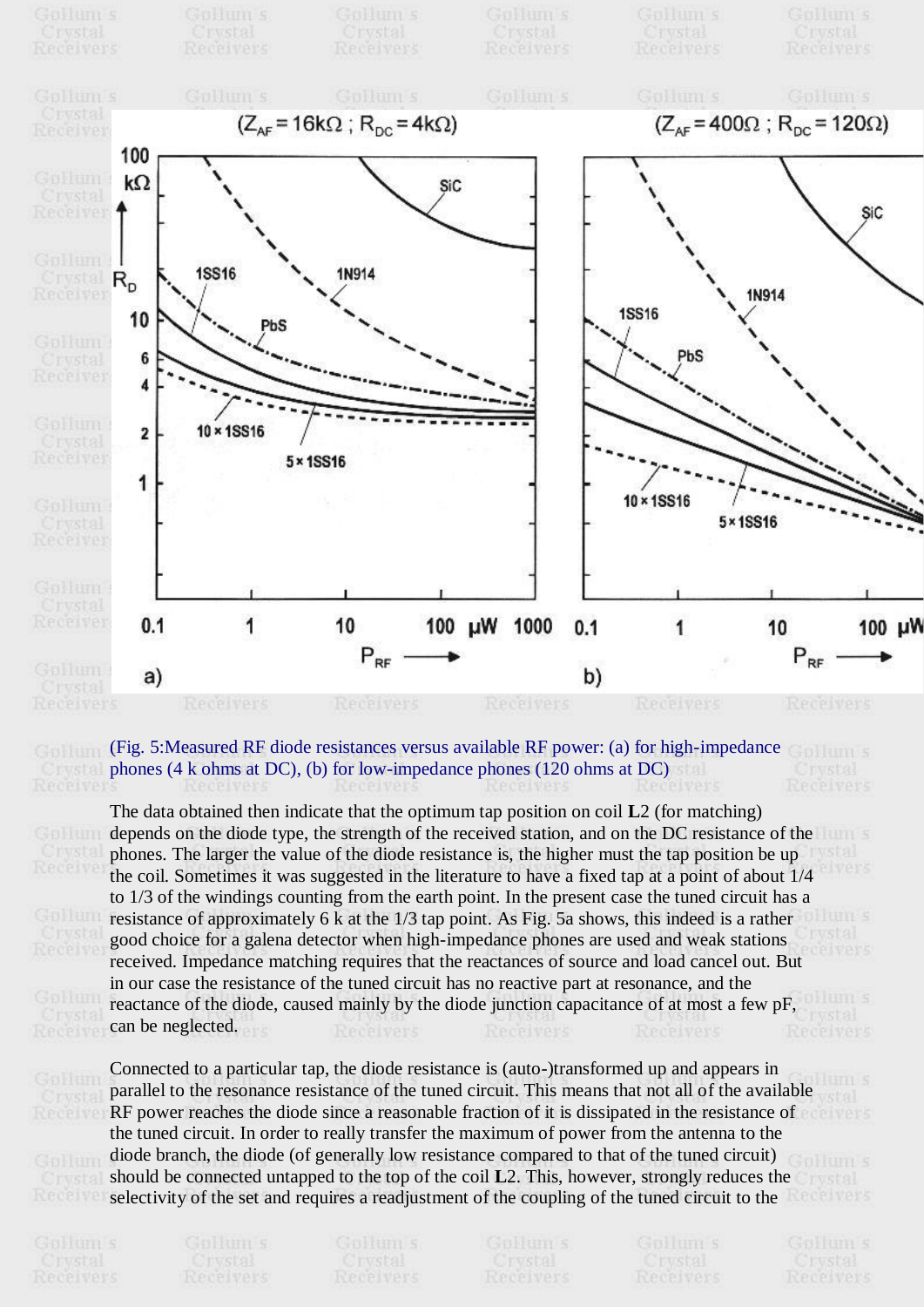$(Z_{AF} = 16k\Omega\ ;\ R_{DC} = 4k\Omega)$

$(Z_{AF} = 400\Omega\ ;\ R_{DC} = 120\Omega)$

100 kΩ

$R_D$

10

6

4

2

1

SiC

1SS16

1N914

PbS

10 × 1SS16

5 × 1SS16

0.1 1 10 100 µW 1000

$P_{RF}$

a)

SiC

1N914

1SS16

PbS

10 × 1SS16

5 × 1SS16

0.1 1 10 100 µW

$P_{RF}$

b)

(Fig. 5:Measured RF diode resistances versus available RF power: (a) for high-impedance phones (4 k ohms at DC), (b) for low-impedance phones (120 ohms at DC)

The data obtained then indicate that the optimum tap position on coil **L**2 (for matching) depends on the diode type, the strength of the received station, and on the DC resistance of the phones. The larger the value of the diode resistance is, the higher must the tap position be up the coil. Sometimes it was suggested in the literature to have a fixed tap at a point of about 1/4 to 1/3 of the windings counting from the earth point. In the present case the tuned circuit has a resistance of approximately 6 k at the 1/3 tap point. As Fig. 5a shows, this indeed is a rather good choice for a galena detector when high-impedance phones are used and weak stations received. Impedance matching requires that the reactances of source and load cancel out. But in our case the resistance of the tuned circuit has no reactive part at resonance, and the reactance of the diode, caused mainly by the diode junction capacitance of at most a few pF, can be neglected.

Connected to a particular tap, the diode resistance is (auto-)transformed up and appears in parallel to the resonance resistance of the tuned circuit. This means that not all of the available RF power reaches the diode since a reasonable fraction of it is dissipated in the resistance of the tuned circuit. In order to really transfer the maximum of power from the antenna to the diode branch, the diode (of generally low resistance compared to that of the tuned circuit) should be connected untapped to the top of the coil **L**2. This, however, strongly reduces the selectivity of the set and requires a readjustment of the coupling of the tuned circuit to the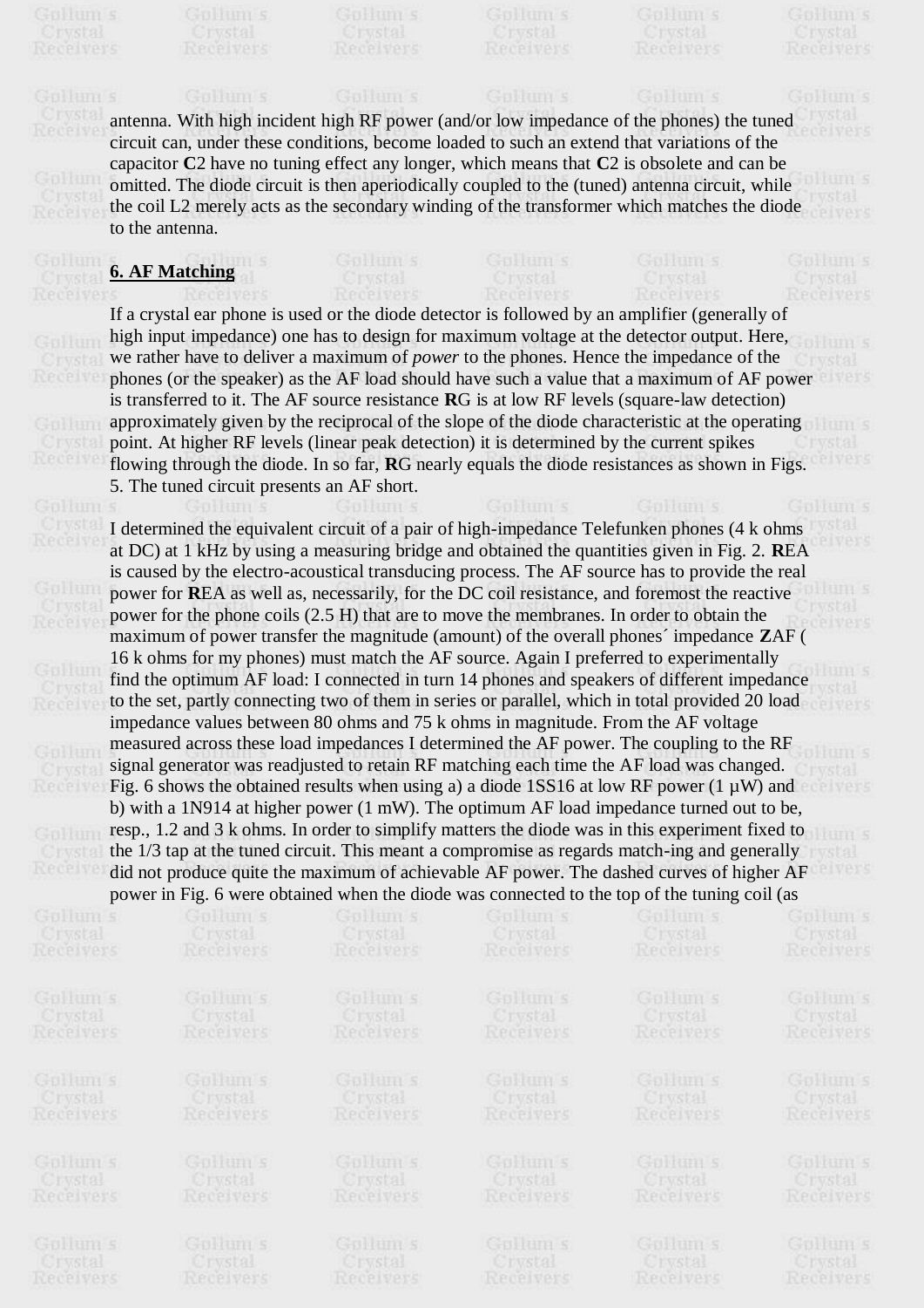antenna. With high incident high RF power (and/or low impedance of the phones) the tuned circuit can, under these conditions, become loaded to such an extend that variations of the capacitor **C**2 have no tuning effect any longer, which means that **C**2 is obsolete and can be omitted. The diode circuit is then aperiodically coupled to the (tuned) antenna circuit, while the coil L2 merely acts as the secondary winding of the transformer which matches the diode to the antenna.

## 6. AF Matching

If a crystal ear phone is used or the diode detector is followed by an amplifier (generally of high input impedance) one has to design for maximum voltage at the detector output. Here, we rather have to deliver a maximum of *power* to the phones. Hence the impedance of the phones (or the speaker) as the AF load should have such a value that a maximum of AF power is transferred to it. The AF source resistance **R**G is at low RF levels (square-law detection) approximately given by the reciprocal of the slope of the diode characteristic at the operating point. At higher RF levels (linear peak detection) it is determined by the current spikes flowing through the diode. In so far, **R**G nearly equals the diode resistances as shown in Figs. 5. The tuned circuit presents an AF short.

I determined the equivalent circuit of a pair of high-impedance Telefunken phones (4 k ohms at DC) at 1 kHz by using a measuring bridge and obtained the quantities given in Fig. 2. **R**EA is caused by the electro-acoustical transducing process. The AF source has to provide the real power for **R**EA as well as, necessarily, for the DC coil resistance, and foremost the reactive power for the phone coils (2.5 H) that are to move the membranes. In order to obtain the maximum of power transfer the magnitude (amount) of the overall phones´ impedance **Z**AF ( 16 k ohms for my phones) must match the AF source. Again I preferred to experimentally find the optimum AF load: I connected in turn 14 phones and speakers of different impedance to the set, partly connecting two of them in series or parallel, which in total provided 20 load impedance values between 80 ohms and 75 k ohms in magnitude. From the AF voltage measured across these load impedances I determined the AF power. The coupling to the RF signal generator was readjusted to retain RF matching each time the AF load was changed. Fig. 6 shows the obtained results when using a) a diode 1SS16 at low RF power (1 µW) and b) with a 1N914 at higher power (1 mW). The optimum AF load impedance turned out to be, resp., 1.2 and 3 k ohms. In order to simplify matters the diode was in this experiment fixed to the 1/3 tap at the tuned circuit. This meant a compromise as regards match-ing and generally did not produce quite the maximum of achievable AF power. The dashed curves of higher AF power in Fig. 6 were obtained when the diode was connected to the top of the tuning coil (as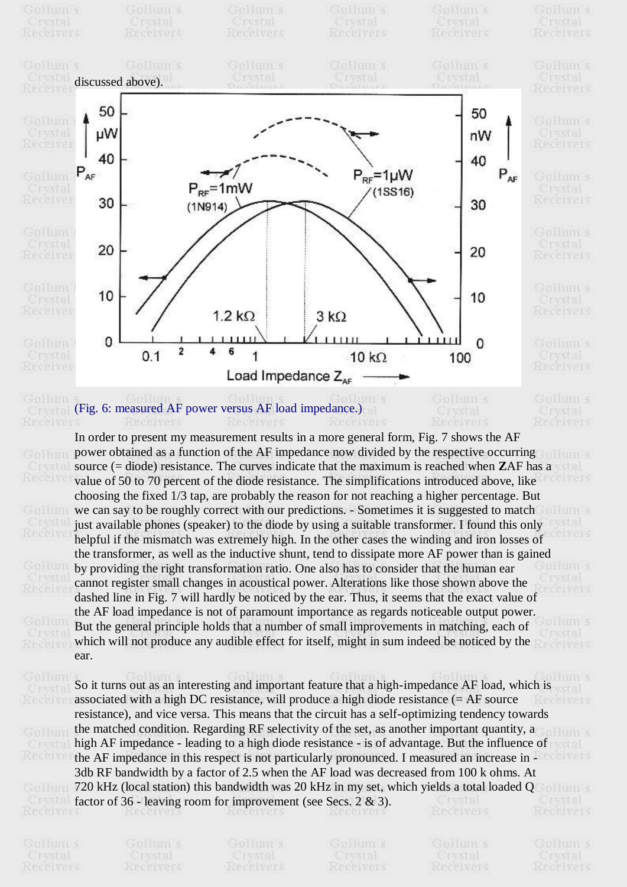discussed above).

(Fig. 6: measured AF power versus AF load impedance.)

In order to present my measurement results in a more general form, Fig. 7 shows the AF power obtained as a function of the AF impedance now divided by the respective occurring source (= diode) resistance. The curves indicate that the maximum is reached when **Z**AF has a value of 50 to 70 percent of the diode resistance. The simplifications introduced above, like choosing the fixed 1/3 tap, are probably the reason for not reaching a higher percentage. But we can say to be roughly correct with our predictions. - Sometimes it is suggested to match just available phones (speaker) to the diode by using a suitable transformer. I found this only helpful if the mismatch was extremely high. In the other cases the winding and iron losses of the transformer, as well as the inductive shunt, tend to dissipate more AF power than is gained by providing the right transformation ratio. One also has to consider that the human ear cannot register small changes in acoustical power. Alterations like those shown above the dashed line in Fig. 7 will hardly be noticed by the ear. Thus, it seems that the exact value of the AF load impedance is not of paramount importance as regards noticeable output power. But the general principle holds that a number of small improvements in matching, each of which will not produce any audible effect for itself, might in sum indeed be noticed by the ear.

So it turns out as an interesting and important feature that a high-impedance AF load, which is associated with a high DC resistance, will produce a high diode resistance (= AF source resistance), and vice versa. This means that the circuit has a self-optimizing tendency towards the matched condition. Regarding RF selectivity of the set, as another important quantity, a high AF impedance - leading to a high diode resistance - is of advantage. But the influence of the AF impedance in this respect is not particularly pronounced. I measured an increase in -3db RF bandwidth by a factor of 2.5 when the AF load was decreased from 100 k ohms. At 720 kHz (local station) this bandwidth was 20 kHz in my set, which yields a total loaded Q factor of 36 - leaving room for improvement (see Secs. 2 & 3).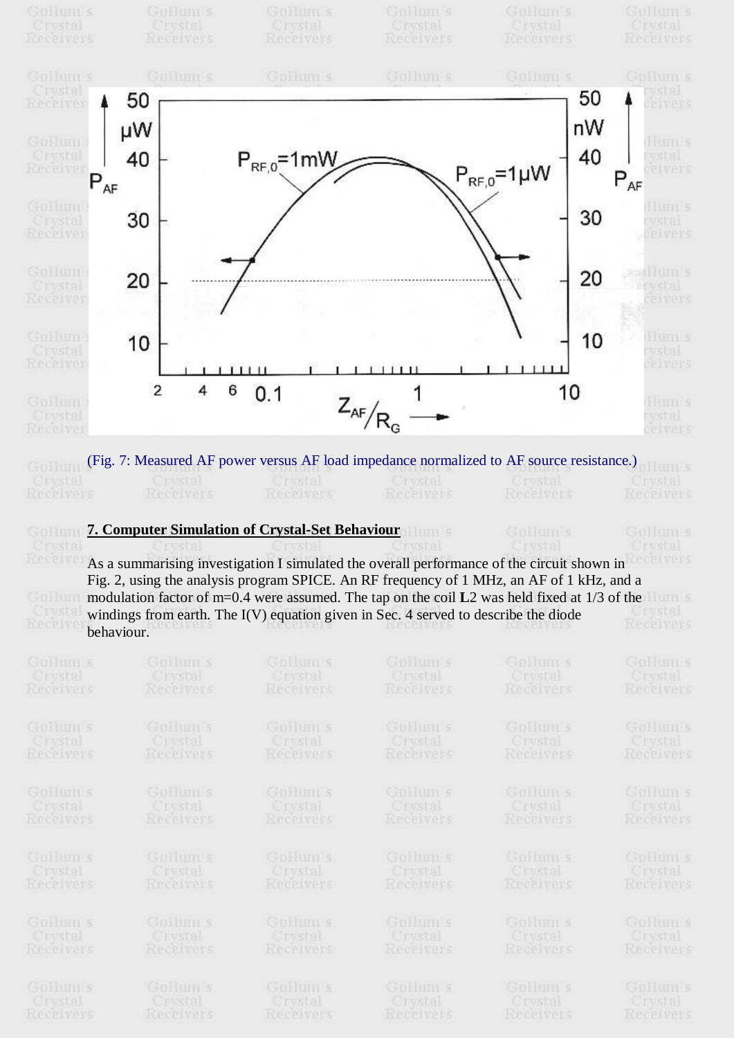50
μW
40
$P_{AF}$
30
20
10

50
nW
40
$P_{AF}$
30
20
10

$P_{RF,0}$=1mW

$P_{RF,0}$=1μW

2 4 6 0.1 1 10

$Z_{AF}/R_G$

(Fig. 7: Measured AF power versus AF load impedance normalized to AF source resistance.)

## 7. Computer Simulation of Crystal-Set Behaviour

As a summarising investigation I simulated the overall performance of the circuit shown in Fig. 2, using the analysis program SPICE. An RF frequency of 1 MHz, an AF of 1 kHz, and a modulation factor of m=0.4 were assumed. The tap on the coil **L**2 was held fixed at 1/3 of the windings from earth. The I(V) equation given in Sec. 4 served to describe the diode behaviour.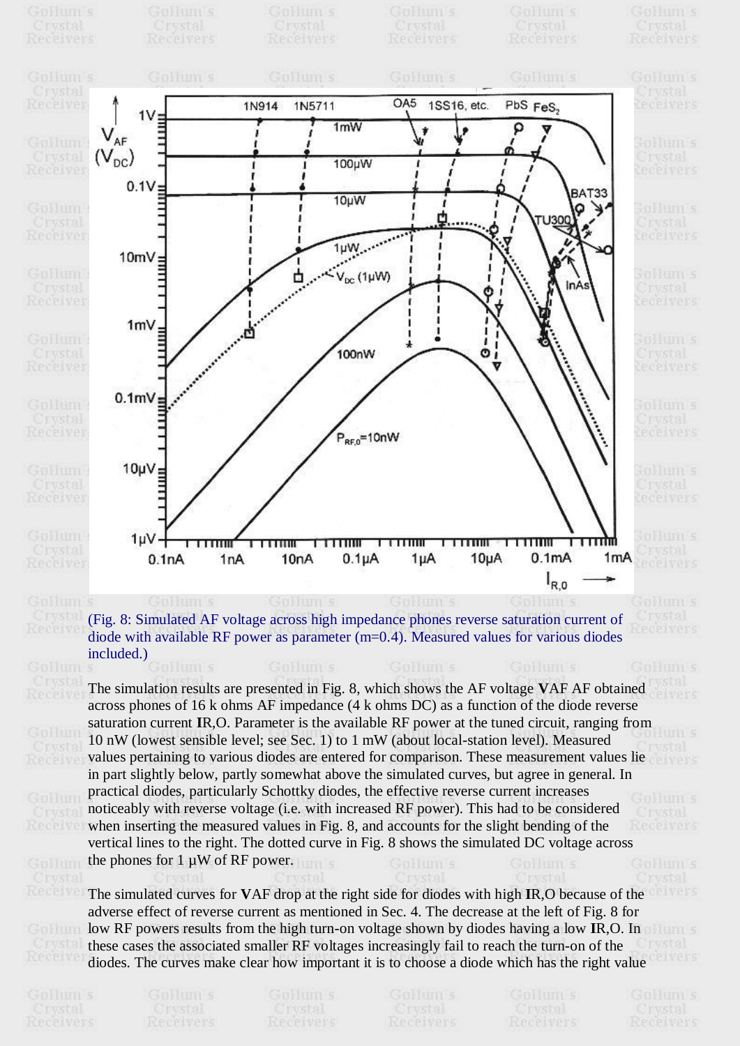1N914
1N5711
OA5
1SS16, etc.
PbS
$FeS_2$
1V
$V_{AF}$
$(V_{DC})$
1mW
100μW
0.1V
10μW
BAT33
TU300
1μW
10mV
$V_{DC}$ (1μW)
InAs
1mV
100nW
0.1mV
$P_{RF,0}$=10nW
10μV
1μV
0.1nA
1nA
10nA
0.1μA
1μA
10μA
0.1mA
1mA
$I_{R,0}$

(Fig. 8: Simulated AF voltage across high impedance phones reverse saturation current of diode with available RF power as parameter (m=0.4). Measured values for various diodes included.)

The simulation results are presented in Fig. 8, which shows the AF voltage **V**AF AF obtained across phones of 16 k ohms AF impedance (4 k ohms DC) as a function of the diode reverse saturation current **I**R,O. Parameter is the available RF power at the tuned circuit, ranging from 10 nW (lowest sensible level; see Sec. 1) to 1 mW (about local-station level). Measured values pertaining to various diodes are entered for comparison. These measurement values lie in part slightly below, partly somewhat above the simulated curves, but agree in general. In practical diodes, particularly Schottky diodes, the effective reverse current increases noticeably with reverse voltage (i.e. with increased RF power). This had to be considered when inserting the measured values in Fig. 8, and accounts for the slight bending of the vertical lines to the right. The dotted curve in Fig. 8 shows the simulated DC voltage across the phones for 1 μW of RF power.

The simulated curves for **V**AF drop at the right side for diodes with high **I**R,O because of the adverse effect of reverse current as mentioned in Sec. 4. The decrease at the left of Fig. 8 for low RF powers results from the high turn-on voltage shown by diodes having a low **I**R,O. In these cases the associated smaller RF voltages increasingly fail to reach the turn-on of the diodes. The curves make clear how important it is to choose a diode which has the right value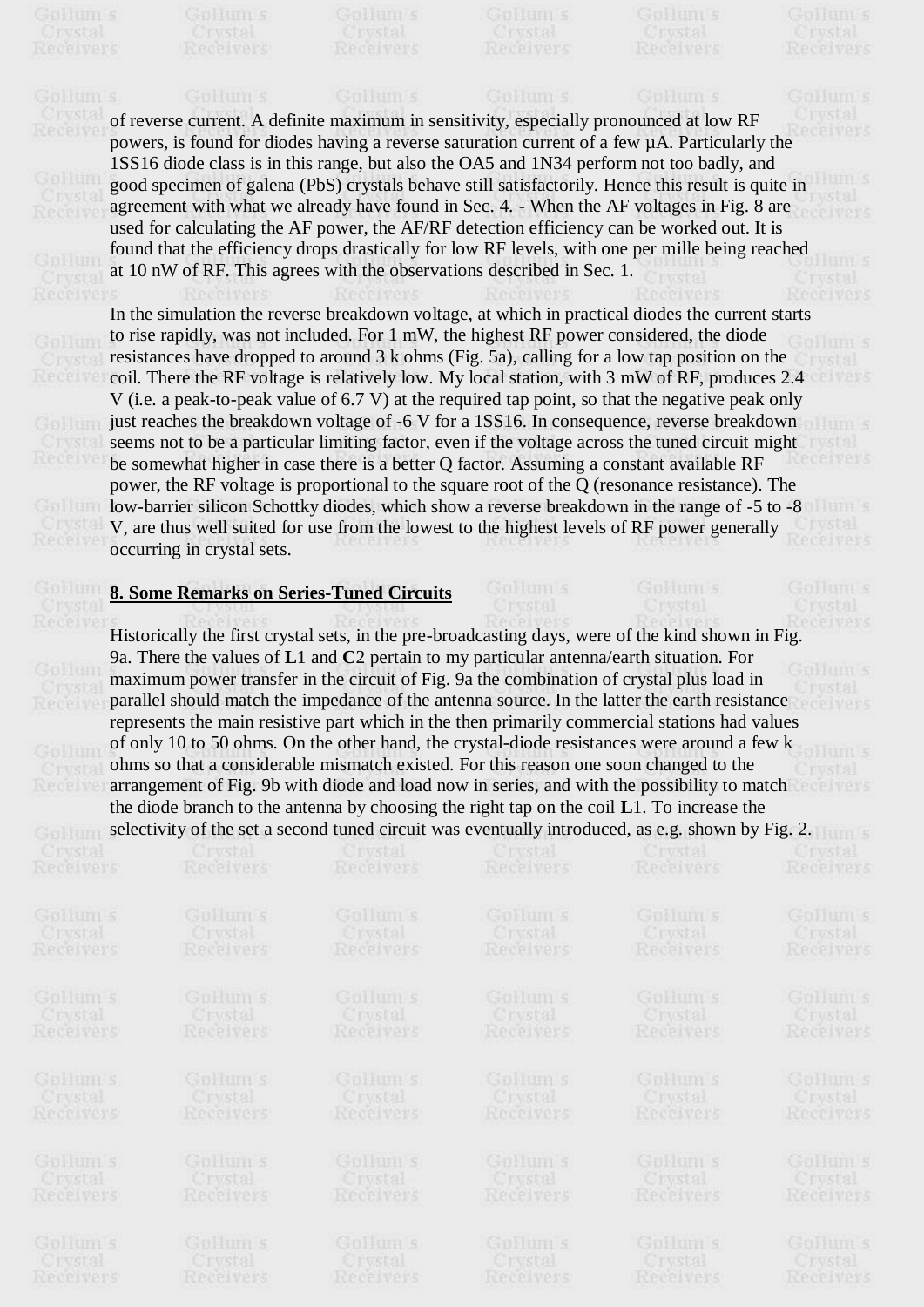of reverse current. A definite maximum in sensitivity, especially pronounced at low RF powers, is found for diodes having a reverse saturation current of a few µA. Particularly the 1SS16 diode class is in this range, but also the OA5 and 1N34 perform not too badly, and good specimen of galena (PbS) crystals behave still satisfactorily. Hence this result is quite in agreement with what we already have found in Sec. 4. - When the AF voltages in Fig. 8 are used for calculating the AF power, the AF/RF detection efficiency can be worked out. It is found that the efficiency drops drastically for low RF levels, with one per mille being reached at 10 nW of RF. This agrees with the observations described in Sec. 1.

In the simulation the reverse breakdown voltage, at which in practical diodes the current starts to rise rapidly, was not included. For 1 mW, the highest RF power considered, the diode resistances have dropped to around 3 k ohms (Fig. 5a), calling for a low tap position on the coil. There the RF voltage is relatively low. My local station, with 3 mW of RF, produces 2.4 V (i.e. a peak-to-peak value of 6.7 V) at the required tap point, so that the negative peak only just reaches the breakdown voltage of -6 V for a 1SS16. In consequence, reverse breakdown seems not to be a particular limiting factor, even if the voltage across the tuned circuit might be somewhat higher in case there is a better Q factor. Assuming a constant available RF power, the RF voltage is proportional to the square root of the Q (resonance resistance). The low-barrier silicon Schottky diodes, which show a reverse breakdown in the range of -5 to -8 V, are thus well suited for use from the lowest to the highest levels of RF power generally occurring in crystal sets.

## 8. Some Remarks on Series-Tuned Circuits

Historically the first crystal sets, in the pre-broadcasting days, were of the kind shown in Fig. 9a. There the values of **L**1 and **C**2 pertain to my particular antenna/earth situation. For maximum power transfer in the circuit of Fig. 9a the combination of crystal plus load in parallel should match the impedance of the antenna source. In the latter the earth resistance represents the main resistive part which in the then primarily commercial stations had values of only 10 to 50 ohms. On the other hand, the crystal-diode resistances were around a few k ohms so that a considerable mismatch existed. For this reason one soon changed to the arrangement of Fig. 9b with diode and load now in series, and with the possibility to match the diode branch to the antenna by choosing the right tap on the coil **L**1. To increase the selectivity of the set a second tuned circuit was eventually introduced, as e.g. shown by Fig. 2.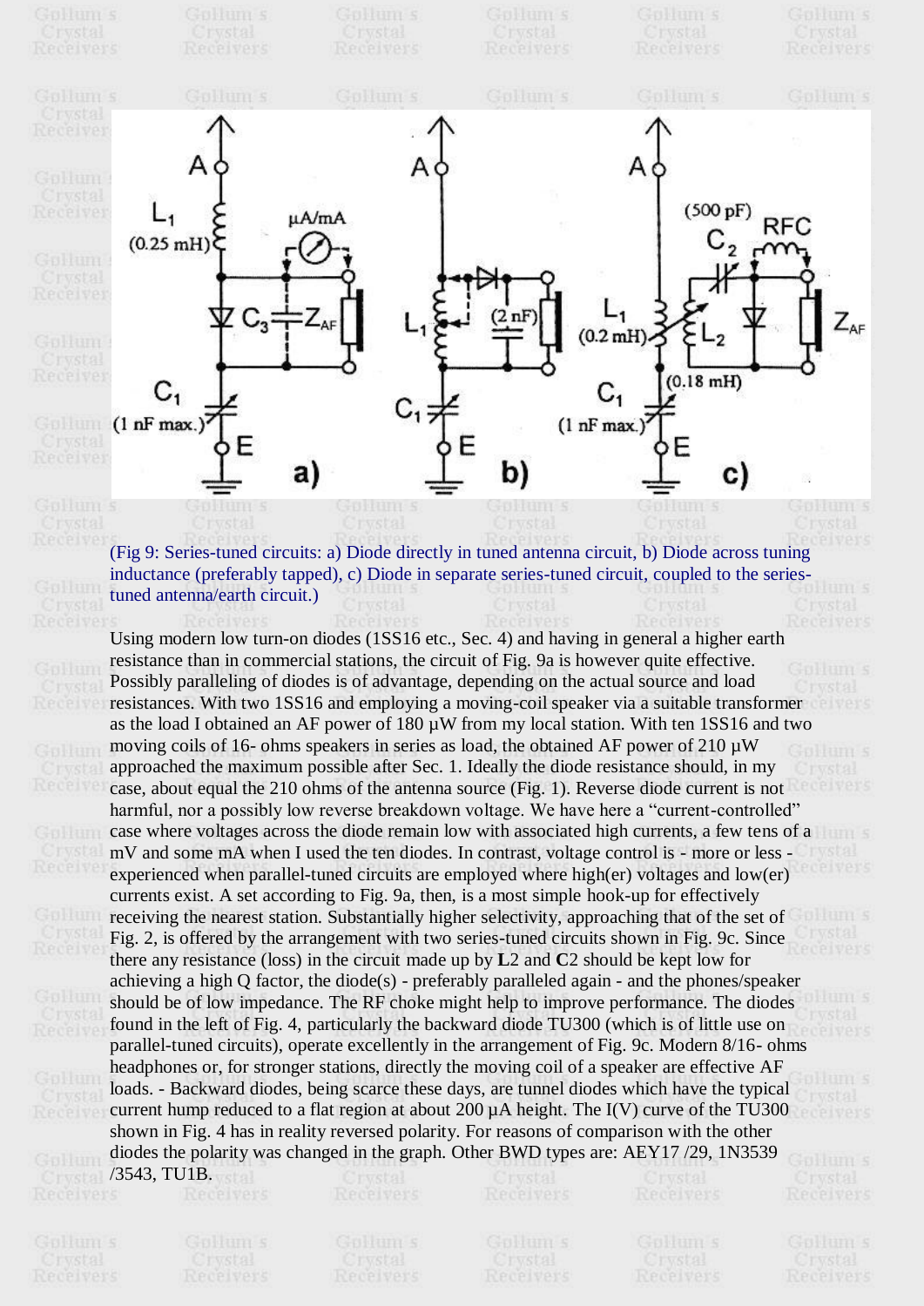(Fig 9: Series-tuned circuits: a) Diode directly in tuned antenna circuit, b) Diode across tuning inductance (preferably tapped), c) Diode in separate series-tuned circuit, coupled to the series-tuned antenna/earth circuit.)

Using modern low turn-on diodes (1SS16 etc., Sec. 4) and having in general a higher earth resistance than in commercial stations, the circuit of Fig. 9a is however quite effective. Possibly paralleling of diodes is of advantage, depending on the actual source and load resistances. With two 1SS16 and employing a moving-coil speaker via a suitable transformer as the load I obtained an AF power of 180 µW from my local station. With ten 1SS16 and two moving coils of 16- ohms speakers in series as load, the obtained AF power of 210 µW approached the maximum possible after Sec. 1. Ideally the diode resistance should, in my case, about equal the 210 ohms of the antenna source (Fig. 1). Reverse diode current is not harmful, nor a possibly low reverse breakdown voltage. We have here a "current-controlled" case where voltages across the diode remain low with associated high currents, a few tens of a mV and some mA when I used the ten diodes. In contrast, voltage control is - more or less - experienced when parallel-tuned circuits are employed where high(er) voltages and low(er) currents exist. A set according to Fig. 9a, then, is a most simple hook-up for effectively receiving the nearest station. Substantially higher selectivity, approaching that of the set of Fig. 2, is offered by the arrangement with two series-tuned circuits shown in Fig. 9c. Since there any resistance (loss) in the circuit made up by **L**2 and **C**2 should be kept low for achieving a high Q factor, the diode(s) - preferably paralleled again - and the phones/speaker should be of low impedance. The RF choke might help to improve performance. The diodes found in the left of Fig. 4, particularly the backward diode TU300 (which is of little use on parallel-tuned circuits), operate excellently in the arrangement of Fig. 9c. Modern 8/16- ohms headphones or, for stronger stations, directly the moving coil of a speaker are effective AF loads. - Backward diodes, being scarce these days, are tunnel diodes which have the typical current hump reduced to a flat region at about 200 µA height. The I(V) curve of the TU300 shown in Fig. 4 has in reality reversed polarity. For reasons of comparison with the other diodes the polarity was changed in the graph. Other BWD types are: AEY17 /29, 1N3539 /3543, TU1B.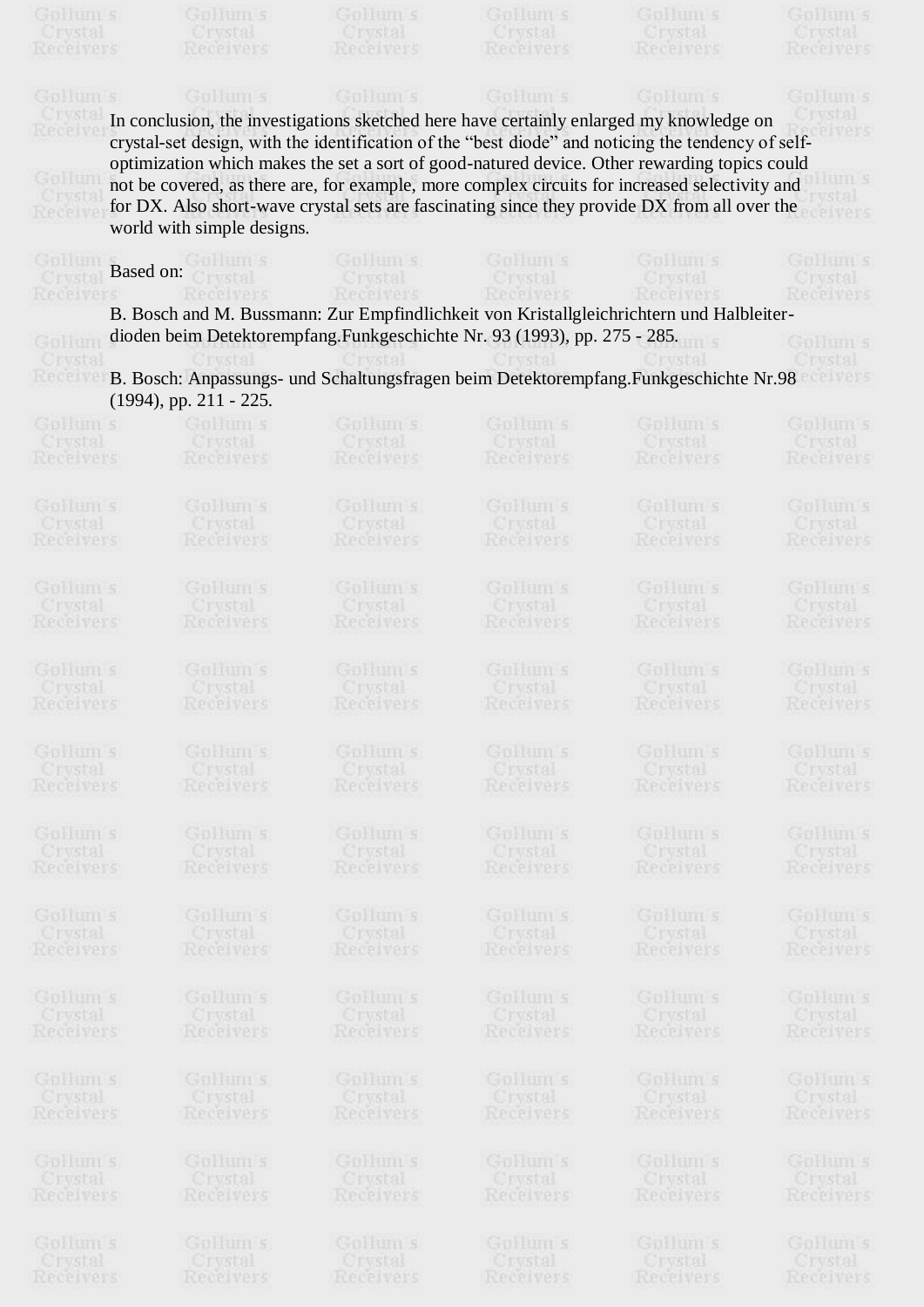In conclusion, the investigations sketched here have certainly enlarged my knowledge on crystal-set design, with the identification of the "best diode" and noticing the tendency of self-optimization which makes the set a sort of good-natured device. Other rewarding topics could not be covered, as there are, for example, more complex circuits for increased selectivity and for DX. Also short-wave crystal sets are fascinating since they provide DX from all over the world with simple designs.

Based on:

B. Bosch and M. Bussmann: Zur Empfindlichkeit von Kristallgleichrichtern und Halbleiter-dioden beim Detektorempfang.Funkgeschichte Nr. 93 (1993), pp. 275 - 285.

B. Bosch: Anpassungs- und Schaltungsfragen beim Detektorempfang.Funkgeschichte Nr.98 (1994), pp. 211 - 225.